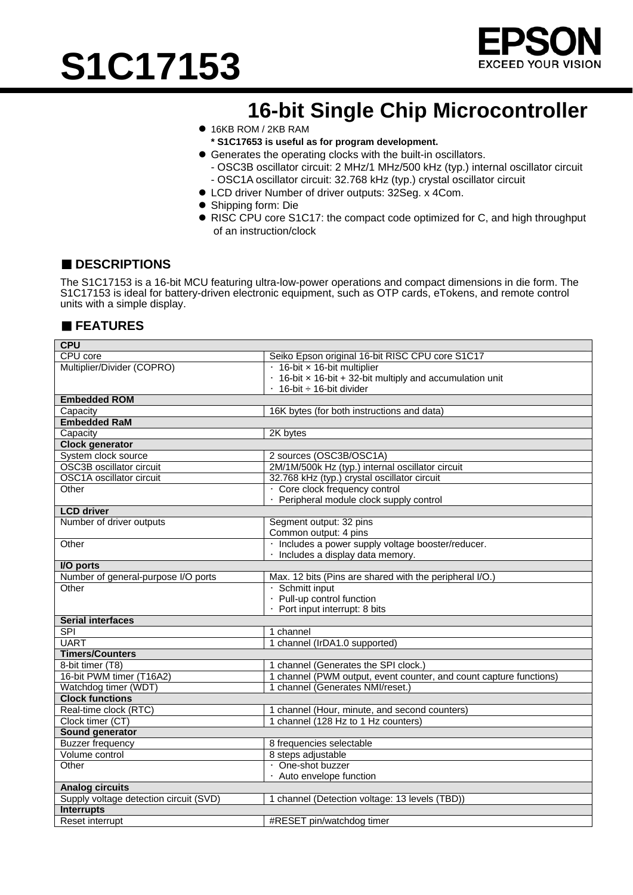# S1C17153

EPSON
EXCEED YOUR VISION

## 16-bit Single Chip Microcontroller

- 16KB ROM / 2KB RAM
  **\* S1C17653 is useful as for program development.**
- Generates the operating clocks with the built-in oscillators.
  - OSC3B oscillator circuit: 2 MHz/1 MHz/500 kHz (typ.) internal oscillator circuit
  - OSC1A oscillator circuit: 32.768 kHz (typ.) crystal oscillator circuit
- LCD driver Number of driver outputs: 32Seg. x 4Com.
- Shipping form: Die
- RISC CPU core S1C17: the compact code optimized for C, and high throughput of an instruction/clock

## ■ DESCRIPTIONS

The S1C17153 is a 16-bit MCU featuring ultra-low-power operations and compact dimensions in die form. The S1C17153 is ideal for battery-driven electronic equipment, such as OTP cards, eTokens, and remote control units with a simple display.

## ■ FEATURES

| **CPU** | |
|---|---|
| CPU core | Seiko Epson original 16-bit RISC CPU core S1C17 |
| Multiplier/Divider (COPRO) | · 16-bit × 16-bit multiplier<br>· 16-bit × 16-bit + 32-bit multiply and accumulation unit<br>· 16-bit ÷ 16-bit divider |
| **Embedded ROM** | |
| Capacity | 16K bytes (for both instructions and data) |
| **Embedded RaM** | |
| Capacity | 2K bytes |
| **Clock generator** | |
| System clock source | 2 sources (OSC3B/OSC1A) |
| OSC3B oscillator circuit | 2M/1M/500k Hz (typ.) internal oscillator circuit |
| OSC1A oscillator circuit | 32.768 kHz (typ.) crystal oscillator circuit |
| Other | · Core clock frequency control<br>· Peripheral module clock supply control |
| **LCD driver** | |
| Number of driver outputs | Segment output: 32 pins<br>Common output: 4 pins |
| Other | · Includes a power supply voltage booster/reducer.<br>· Includes a display data memory. |
| **I/O ports** | |
| Number of general-purpose I/O ports | Max. 12 bits (Pins are shared with the peripheral I/O.) |
| Other | · Schmitt input<br>· Pull-up control function<br>· Port input interrupt: 8 bits |
| **Serial interfaces** | |
| SPI | 1 channel |
| UART | 1 channel (IrDA1.0 supported) |
| **Timers/Counters** | |
| 8-bit timer (T8) | 1 channel (Generates the SPI clock.) |
| 16-bit PWM timer (T16A2) | 1 channel (PWM output, event counter, and count capture functions) |
| Watchdog timer (WDT) | 1 channel (Generates NMI/reset.) |
| **Clock functions** | |
| Real-time clock (RTC) | 1 channel (Hour, minute, and second counters) |
| Clock timer (CT) | 1 channel (128 Hz to 1 Hz counters) |
| **Sound generator** | |
| Buzzer frequency | 8 frequencies selectable |
| Volume control | 8 steps adjustable |
| Other | · One-shot buzzer<br>· Auto envelope function |
| **Analog circuits** | |
| Supply voltage detection circuit (SVD) | 1 channel (Detection voltage: 13 levels (TBD)) |
| **Interrupts** | |
| Reset interrupt | #RESET pin/watchdog timer |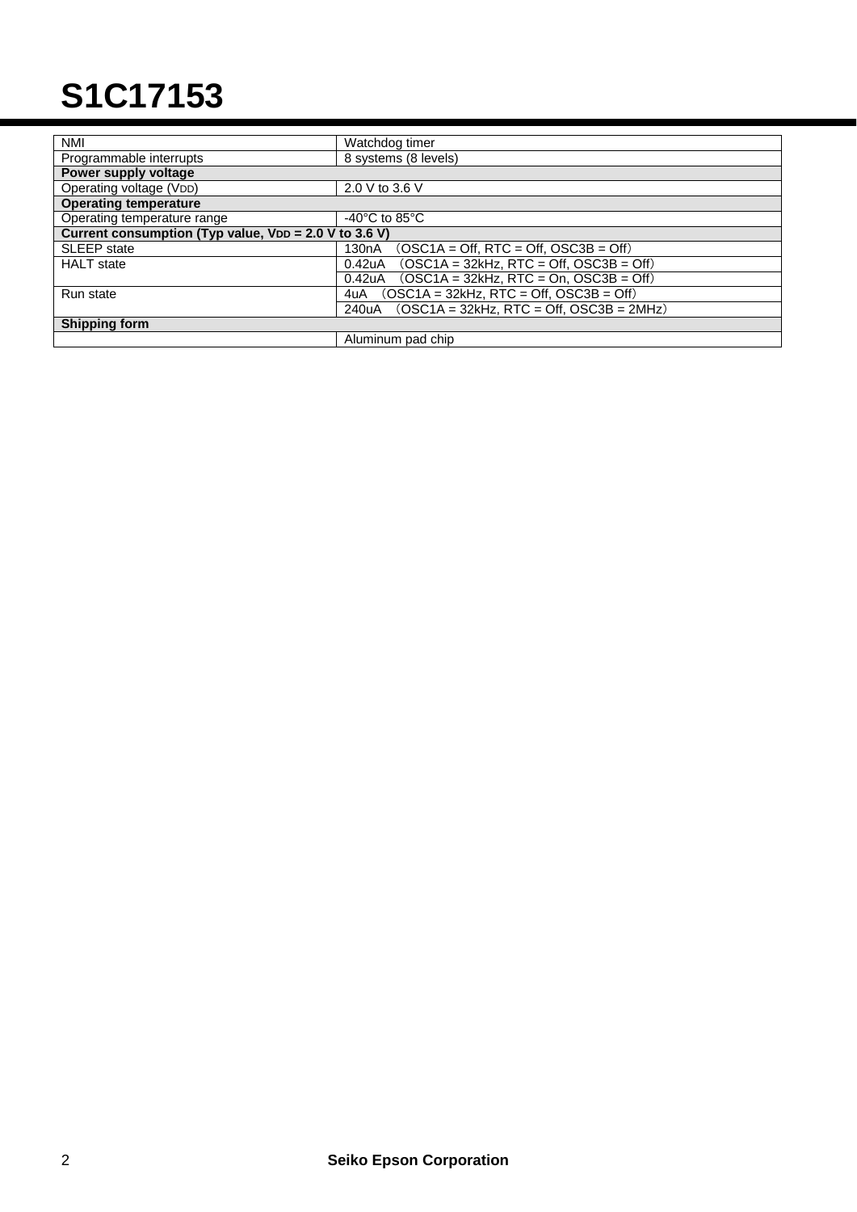# S1C17153

| NMI | Watchdog timer |
| --- | --- |
| Programmable interrupts | 8 systems (8 levels) |
| **Power supply voltage** | |
| Operating voltage ($V_{DD}$) | 2.0 V to 3.6 V |
| **Operating temperature** | |
| Operating temperature range | -40°C to 85°C |
| **Current consumption (Typ value, $V_{DD}$ = 2.0 V to 3.6 V)** | |
| SLEEP state | 130nA （OSC1A = Off, RTC = Off, OSC3B = Off） |
| HALT state | 0.42uA （OSC1A = 32kHz, RTC = Off, OSC3B = Off） |
| | 0.42uA （OSC1A = 32kHz, RTC = On, OSC3B = Off） |
| Run state | 4uA （OSC1A = 32kHz, RTC = Off, OSC3B = Off） |
| | 240uA （OSC1A = 32kHz, RTC = Off, OSC3B = 2MHz） |
| **Shipping form** | |
| | Aluminum pad chip |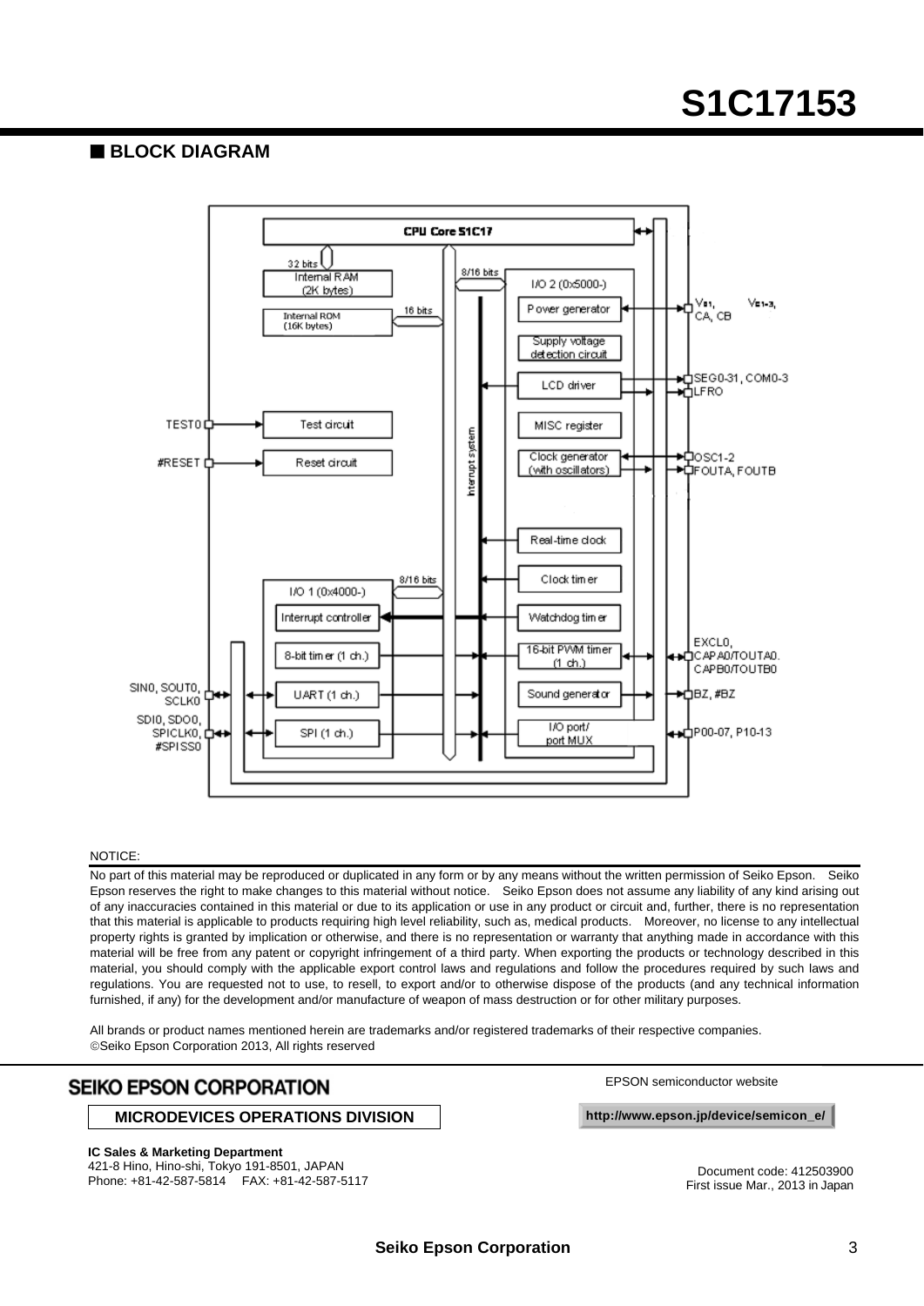## ■ BLOCK DIAGRAM

CPU Core S1C17

32 bits

Internal RAM (2K bytes)

Internal ROM (16K bytes)

16 bits

8/16 bits

I/O 2 (0x5000-)

Power generator

Supply voltage detection circuit

LCD driver

MISC register

Clock generator (with oscillators)

Real-time clock

Clock timer

Watchdog timer

16-bit PWM timer (1 ch.)

Sound generator

I/O port/ port MUX

Interrupt system

TEST0

Test circuit

#RESET

Reset circuit

8/16 bits

I/O 1 (0x4000-)

Interrupt controller

8-bit timer (1 ch.)

UART (1 ch.)

SPI (1 ch.)

SIN0, SOUT0, SCLK0

SDI0, SDO0, SPICLK0, #SPISS0

$V_{D1}$, $V_{C1-3}$, CA, CB

SEG0-31, COM0-3

LFRO

OSC1-2

FOUTA, FOUTB

EXCL0, CAPA0/TOUTA0, CAPB0/TOUTB0

BZ, #BZ

P00-07, P10-13

NOTICE:

No part of this material may be reproduced or duplicated in any form or by any means without the written permission of Seiko Epson. Seiko Epson reserves the right to make changes to this material without notice. Seiko Epson does not assume any liability of any kind arising out of any inaccuracies contained in this material or due to its application or use in any product or circuit and, further, there is no representation that this material is applicable to products requiring high level reliability, such as, medical products. Moreover, no license to any intellectual property rights is granted by implication or otherwise, and there is no representation or warranty that anything made in accordance with this material will be free from any patent or copyright infringement of a third party. When exporting the products or technology described in this material, you should comply with the applicable export control laws and regulations and follow the procedures required by such laws and regulations. You are requested not to use, to resell, to export and/or to otherwise dispose of the products (and any technical information furnished, if any) for the development and/or manufacture of weapon of mass destruction or for other military purposes.

All brands or product names mentioned herein are trademarks and/or registered trademarks of their respective companies.
©Seiko Epson Corporation 2013, All rights reserved

**SEIKO EPSON CORPORATION**

**MICRODEVICES OPERATIONS DIVISION**

**IC Sales & Marketing Department**
421-8 Hino, Hino-shi, Tokyo 191-8501, JAPAN
Phone: +81-42-587-5814 FAX: +81-42-587-5117

EPSON semiconductor website

**http://www.epson.jp/device/semicon_e/**

Document code: 412503900
First issue Mar., 2013 in Japan